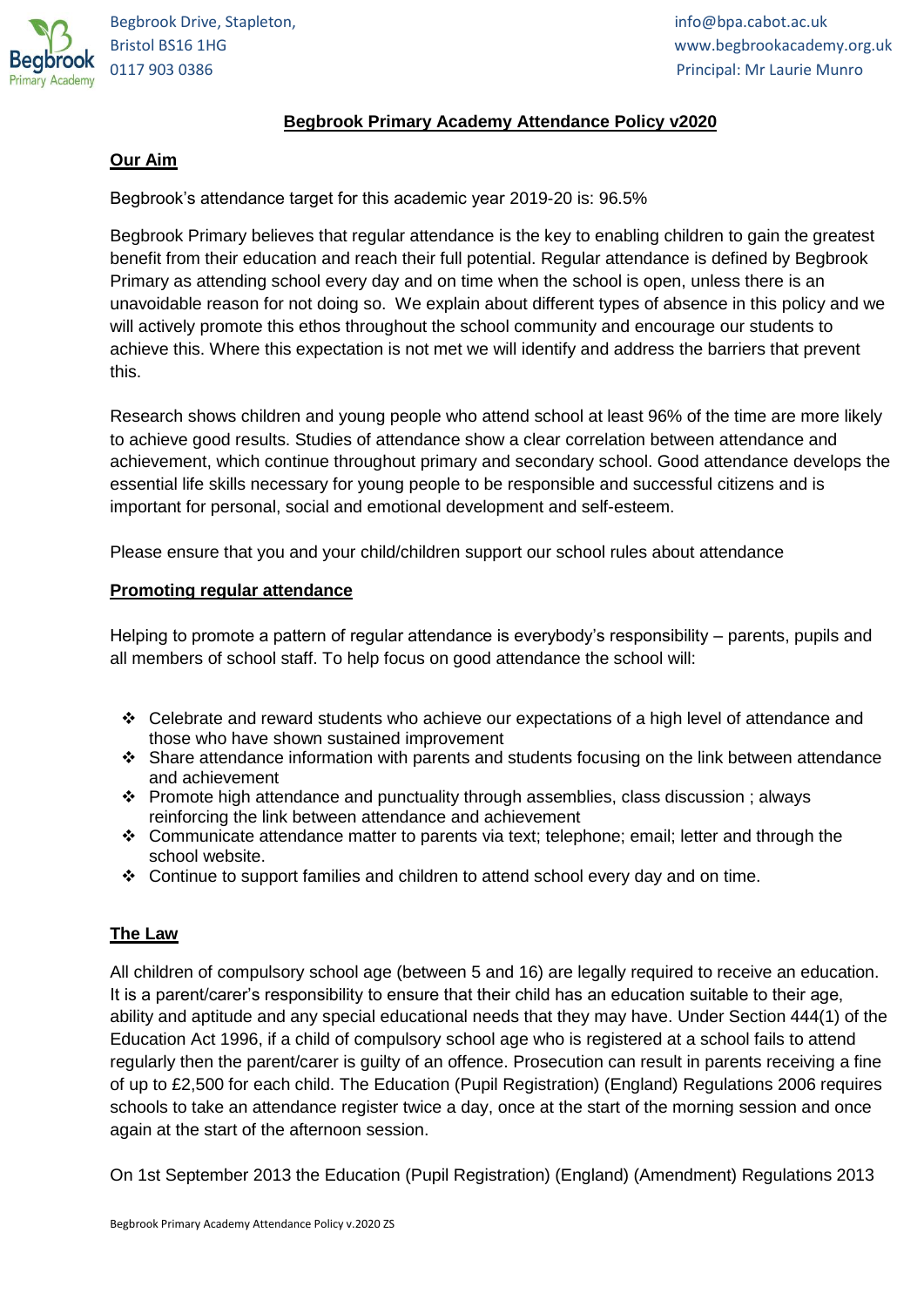Begbrook Drive, Stapleton,
Bristol BS16 1HG
0117 903 0386

info@bpa.cabot.ac.uk
www.begbrookacademy.org.uk
Principal: Mr Laurie Munro

# Begbrook Primary Academy Attendance Policy v2020

## Our Aim

Begbrook's attendance target for this academic year 2019-20 is: 96.5%

Begbrook Primary believes that regular attendance is the key to enabling children to gain the greatest benefit from their education and reach their full potential. Regular attendance is defined by Begbrook Primary as attending school every day and on time when the school is open, unless there is an unavoidable reason for not doing so. We explain about different types of absence in this policy and we will actively promote this ethos throughout the school community and encourage our students to achieve this. Where this expectation is not met we will identify and address the barriers that prevent this.

Research shows children and young people who attend school at least 96% of the time are more likely to achieve good results. Studies of attendance show a clear correlation between attendance and achievement, which continue throughout primary and secondary school. Good attendance develops the essential life skills necessary for young people to be responsible and successful citizens and is important for personal, social and emotional development and self-esteem.

Please ensure that you and your child/children support our school rules about attendance

## Promoting regular attendance

Helping to promote a pattern of regular attendance is everybody's responsibility – parents, pupils and all members of school staff. To help focus on good attendance the school will:

- Celebrate and reward students who achieve our expectations of a high level of attendance and those who have shown sustained improvement
- Share attendance information with parents and students focusing on the link between attendance and achievement
- Promote high attendance and punctuality through assemblies, class discussion ; always reinforcing the link between attendance and achievement
- Communicate attendance matter to parents via text; telephone; email; letter and through the school website.
- Continue to support families and children to attend school every day and on time.

## The Law

All children of compulsory school age (between 5 and 16) are legally required to receive an education. It is a parent/carer's responsibility to ensure that their child has an education suitable to their age, ability and aptitude and any special educational needs that they may have. Under Section 444(1) of the Education Act 1996, if a child of compulsory school age who is registered at a school fails to attend regularly then the parent/carer is guilty of an offence. Prosecution can result in parents receiving a fine of up to £2,500 for each child. The Education (Pupil Registration) (England) Regulations 2006 requires schools to take an attendance register twice a day, once at the start of the morning session and once again at the start of the afternoon session.

On 1st September 2013 the Education (Pupil Registration) (England) (Amendment) Regulations 2013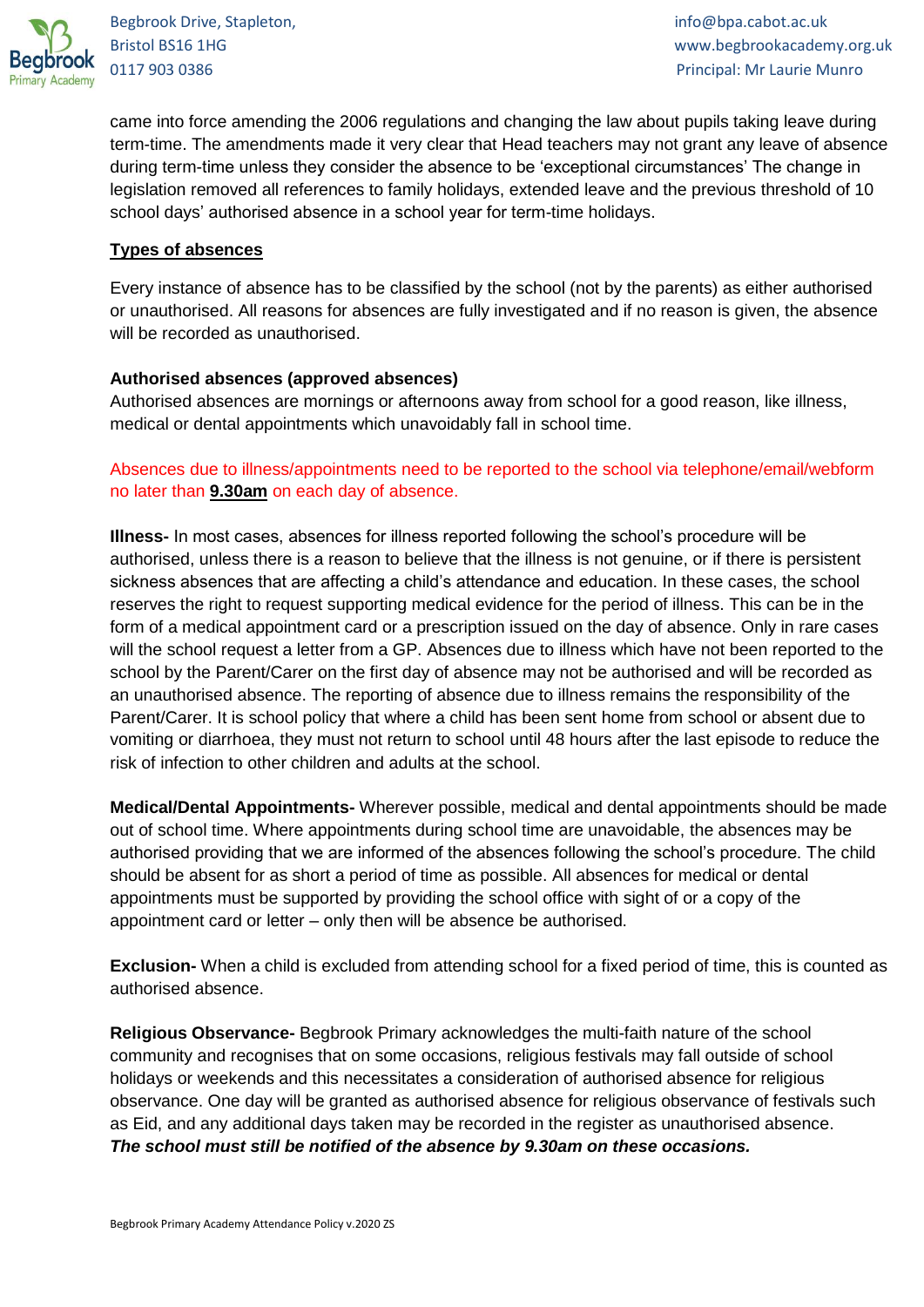came into force amending the 2006 regulations and changing the law about pupils taking leave during term-time. The amendments made it very clear that Head teachers may not grant any leave of absence during term-time unless they consider the absence to be 'exceptional circumstances' The change in legislation removed all references to family holidays, extended leave and the previous threshold of 10 school days' authorised absence in a school year for term-time holidays.

## Types of absences

Every instance of absence has to be classified by the school (not by the parents) as either authorised or unauthorised. All reasons for absences are fully investigated and if no reason is given, the absence will be recorded as unauthorised.

### Authorised absences (approved absences)

Authorised absences are mornings or afternoons away from school for a good reason, like illness, medical or dental appointments which unavoidably fall in school time.

Absences due to illness/appointments need to be reported to the school via telephone/email/webform no later than **9.30am** on each day of absence.

**Illness-** In most cases, absences for illness reported following the school's procedure will be authorised, unless there is a reason to believe that the illness is not genuine, or if there is persistent sickness absences that are affecting a child's attendance and education. In these cases, the school reserves the right to request supporting medical evidence for the period of illness. This can be in the form of a medical appointment card or a prescription issued on the day of absence. Only in rare cases will the school request a letter from a GP. Absences due to illness which have not been reported to the school by the Parent/Carer on the first day of absence may not be authorised and will be recorded as an unauthorised absence. The reporting of absence due to illness remains the responsibility of the Parent/Carer. It is school policy that where a child has been sent home from school or absent due to vomiting or diarrhoea, they must not return to school until 48 hours after the last episode to reduce the risk of infection to other children and adults at the school.

**Medical/Dental Appointments-** Wherever possible, medical and dental appointments should be made out of school time. Where appointments during school time are unavoidable, the absences may be authorised providing that we are informed of the absences following the school's procedure. The child should be absent for as short a period of time as possible. All absences for medical or dental appointments must be supported by providing the school office with sight of or a copy of the appointment card or letter – only then will be absence be authorised.

**Exclusion-** When a child is excluded from attending school for a fixed period of time, this is counted as authorised absence.

**Religious Observance-** Begbrook Primary acknowledges the multi-faith nature of the school community and recognises that on some occasions, religious festivals may fall outside of school holidays or weekends and this necessitates a consideration of authorised absence for religious observance. One day will be granted as authorised absence for religious observance of festivals such as Eid, and any additional days taken may be recorded in the register as unauthorised absence. ***The school must still be notified of the absence by 9.30am on these occasions.***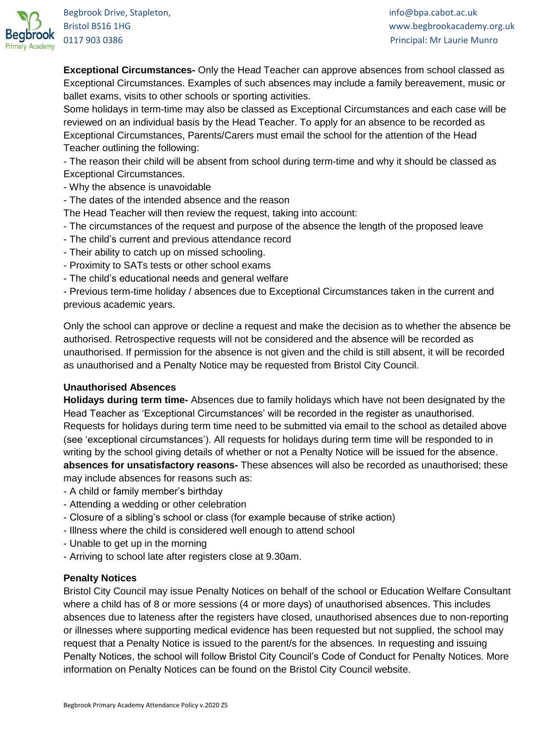**Exceptional Circumstances-** Only the Head Teacher can approve absences from school classed as Exceptional Circumstances. Examples of such absences may include a family bereavement, music or ballet exams, visits to other schools or sporting activities.

Some holidays in term-time may also be classed as Exceptional Circumstances and each case will be reviewed on an individual basis by the Head Teacher. To apply for an absence to be recorded as Exceptional Circumstances, Parents/Carers must email the school for the attention of the Head Teacher outlining the following:

- The reason their child will be absent from school during term-time and why it should be classed as Exceptional Circumstances.
- Why the absence is unavoidable
- The dates of the intended absence and the reason

The Head Teacher will then review the request, taking into account:

- The circumstances of the request and purpose of the absence the length of the proposed leave
- The child's current and previous attendance record
- Their ability to catch up on missed schooling.
- Proximity to SATs tests or other school exams
- The child's educational needs and general welfare
- Previous term-time holiday / absences due to Exceptional Circumstances taken in the current and previous academic years.

Only the school can approve or decline a request and make the decision as to whether the absence be authorised. Retrospective requests will not be considered and the absence will be recorded as unauthorised. If permission for the absence is not given and the child is still absent, it will be recorded as unauthorised and a Penalty Notice may be requested from Bristol City Council.

### Unauthorised Absences

**Holidays during term time-** Absences due to family holidays which have not been designated by the Head Teacher as 'Exceptional Circumstances' will be recorded in the register as unauthorised. Requests for holidays during term time need to be submitted via email to the school as detailed above (see 'exceptional circumstances'). All requests for holidays during term time will be responded to in writing by the school giving details of whether or not a Penalty Notice will be issued for the absence.

**absences for unsatisfactory reasons-** These absences will also be recorded as unauthorised; these may include absences for reasons such as:

- A child or family member's birthday
- Attending a wedding or other celebration
- Closure of a sibling's school or class (for example because of strike action)
- Illness where the child is considered well enough to attend school
- Unable to get up in the morning
- Arriving to school late after registers close at 9.30am.

### Penalty Notices

Bristol City Council may issue Penalty Notices on behalf of the school or Education Welfare Consultant where a child has of 8 or more sessions (4 or more days) of unauthorised absences. This includes absences due to lateness after the registers have closed, unauthorised absences due to non-reporting or illnesses where supporting medical evidence has been requested but not supplied, the school may request that a Penalty Notice is issued to the parent/s for the absences. In requesting and issuing Penalty Notices, the school will follow Bristol City Council's Code of Conduct for Penalty Notices. More information on Penalty Notices can be found on the Bristol City Council website.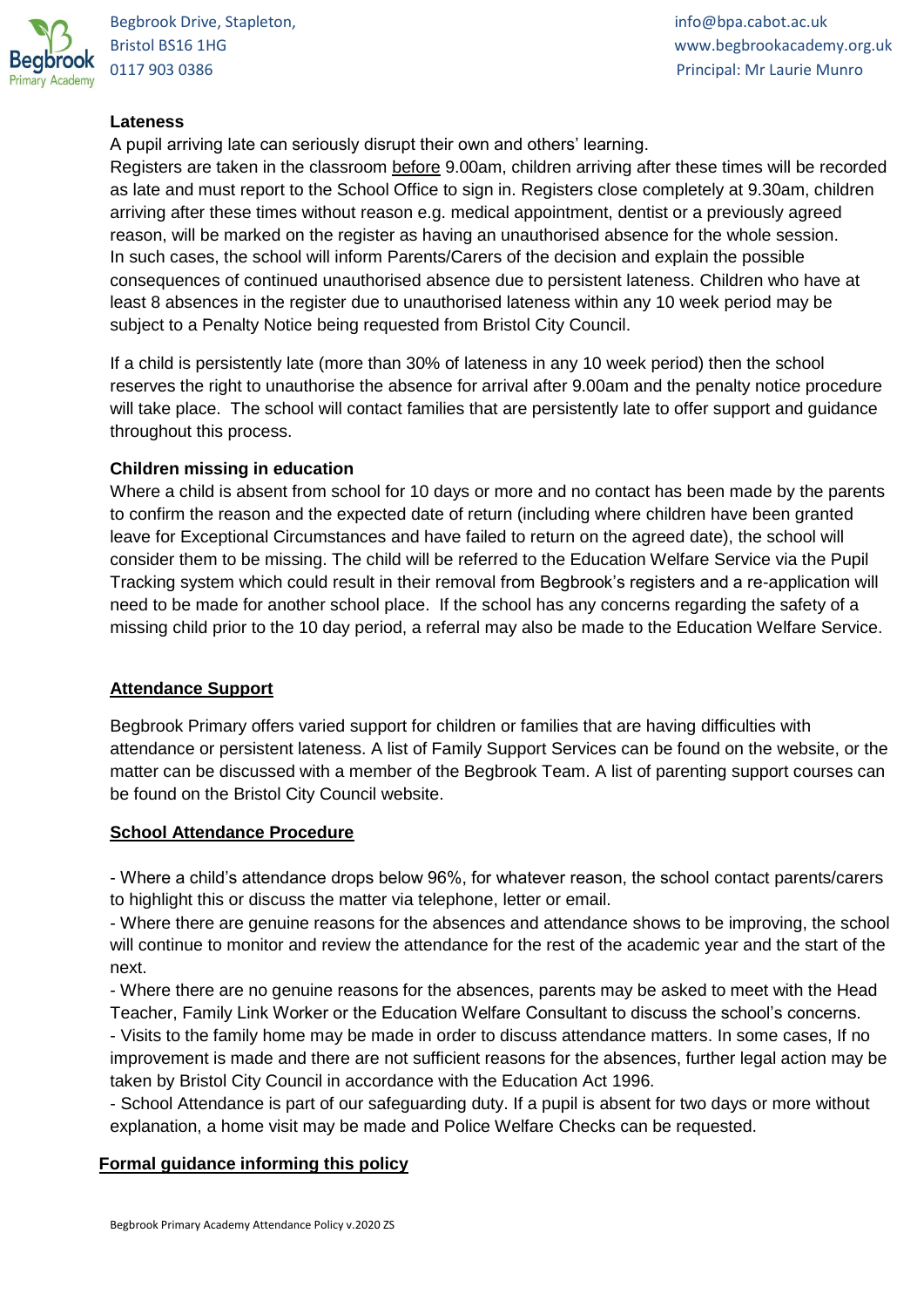**Lateness**

A pupil arriving late can seriously disrupt their own and others' learning.

Registers are taken in the classroom before 9.00am, children arriving after these times will be recorded as late and must report to the School Office to sign in. Registers close completely at 9.30am, children arriving after these times without reason e.g. medical appointment, dentist or a previously agreed reason, will be marked on the register as having an unauthorised absence for the whole session. In such cases, the school will inform Parents/Carers of the decision and explain the possible consequences of continued unauthorised absence due to persistent lateness. Children who have at least 8 absences in the register due to unauthorised lateness within any 10 week period may be subject to a Penalty Notice being requested from Bristol City Council.

If a child is persistently late (more than 30% of lateness in any 10 week period) then the school reserves the right to unauthorise the absence for arrival after 9.00am and the penalty notice procedure will take place. The school will contact families that are persistently late to offer support and guidance throughout this process.

**Children missing in education**

Where a child is absent from school for 10 days or more and no contact has been made by the parents to confirm the reason and the expected date of return (including where children have been granted leave for Exceptional Circumstances and have failed to return on the agreed date), the school will consider them to be missing. The child will be referred to the Education Welfare Service via the Pupil Tracking system which could result in their removal from Begbrook's registers and a re-application will need to be made for another school place. If the school has any concerns regarding the safety of a missing child prior to the 10 day period, a referral may also be made to the Education Welfare Service.

## Attendance Support

Begbrook Primary offers varied support for children or families that are having difficulties with attendance or persistent lateness. A list of Family Support Services can be found on the website, or the matter can be discussed with a member of the Begbrook Team. A list of parenting support courses can be found on the Bristol City Council website.

## School Attendance Procedure

- Where a child's attendance drops below 96%, for whatever reason, the school contact parents/carers to highlight this or discuss the matter via telephone, letter or email.
- Where there are genuine reasons for the absences and attendance shows to be improving, the school will continue to monitor and review the attendance for the rest of the academic year and the start of the next.
- Where there are no genuine reasons for the absences, parents may be asked to meet with the Head Teacher, Family Link Worker or the Education Welfare Consultant to discuss the school's concerns.
- Visits to the family home may be made in order to discuss attendance matters. In some cases, If no improvement is made and there are not sufficient reasons for the absences, further legal action may be taken by Bristol City Council in accordance with the Education Act 1996.
- School Attendance is part of our safeguarding duty. If a pupil is absent for two days or more without explanation, a home visit may be made and Police Welfare Checks can be requested.

## Formal guidance informing this policy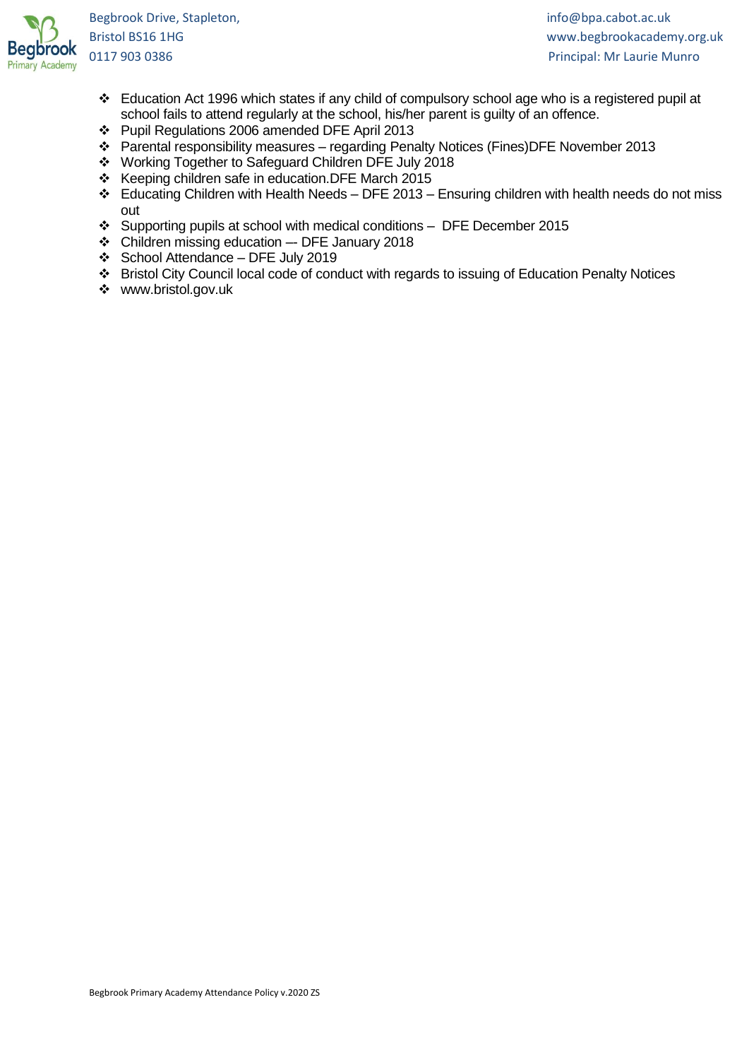- Education Act 1996 which states if any child of compulsory school age who is a registered pupil at school fails to attend regularly at the school, his/her parent is guilty of an offence.
- Pupil Regulations 2006 amended DFE April 2013
- Parental responsibility measures – regarding Penalty Notices (Fines)DFE November 2013
- Working Together to Safeguard Children DFE July 2018
- Keeping children safe in education.DFE March 2015
- Educating Children with Health Needs – DFE 2013 – Ensuring children with health needs do not miss out
- Supporting pupils at school with medical conditions – DFE December 2015
- Children missing education –- DFE January 2018
- School Attendance – DFE July 2019
- Bristol City Council local code of conduct with regards to issuing of Education Penalty Notices
- www.bristol.gov.uk